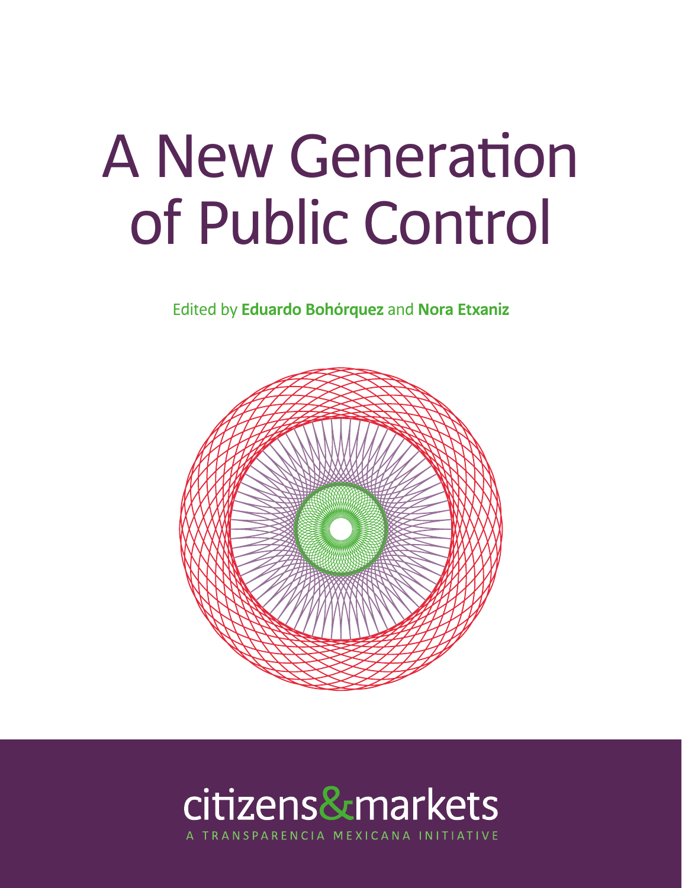# A New Generation of Public Control

Edited by **Eduardo Bohórquez** and **Nora Etxaniz**

citizens&markets

A TRANSPARENCIA MEXICANA INITIATIVE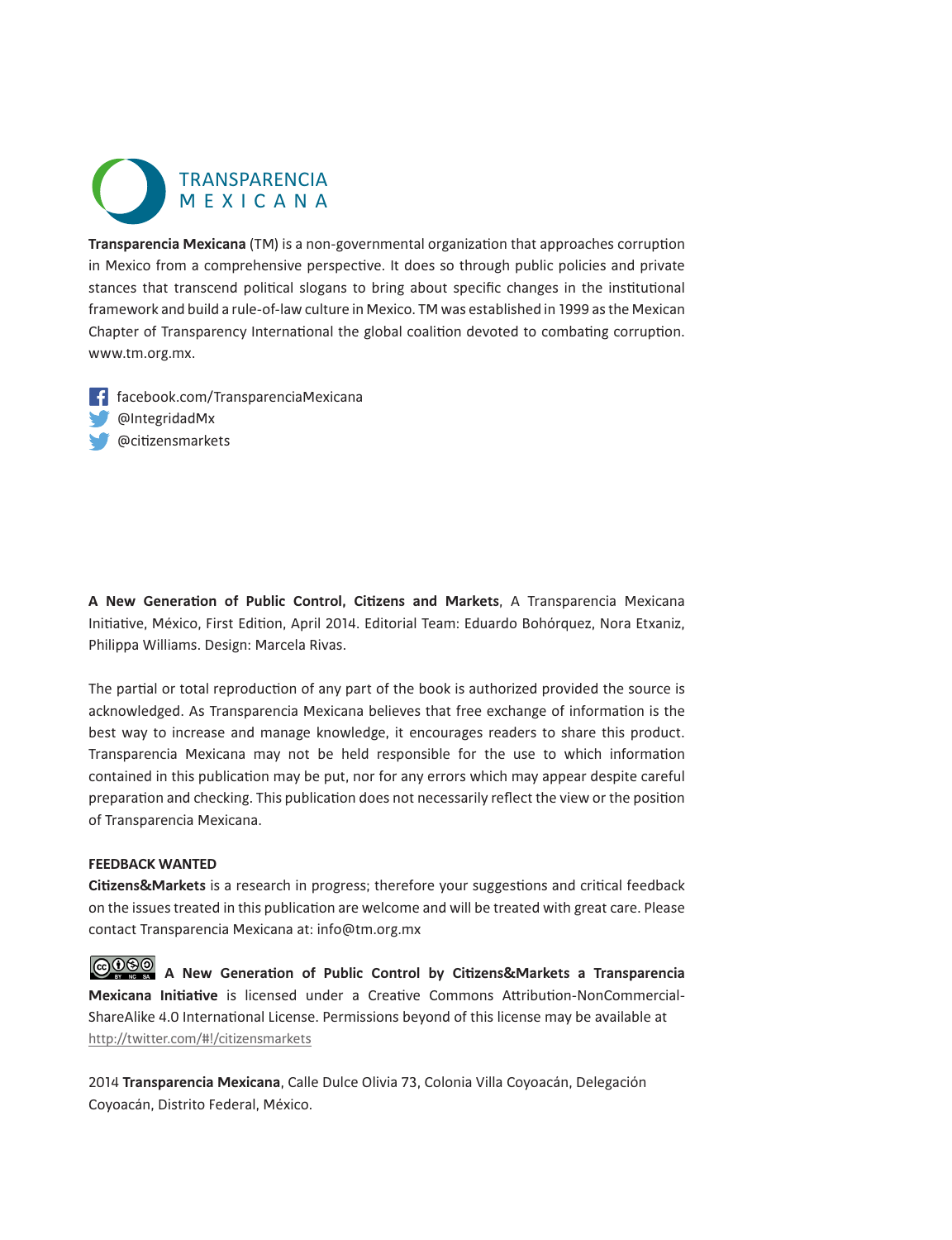TRANSPARENCIA MEXICANA

**Transparencia Mexicana** (TM) is a non-governmental organization that approaches corruption in Mexico from a comprehensive perspective. It does so through public policies and private stances that transcend political slogans to bring about specific changes in the institutional framework and build a rule-of-law culture in Mexico. TM was established in 1999 as the Mexican Chapter of Transparency International the global coalition devoted to combating corruption. www.tm.org.mx.

facebook.com/TransparenciaMexicana
@IntegridadMx
@citizensmarkets

**A New Generation of Public Control, Citizens and Markets**, A Transparencia Mexicana Initiative, México, First Edition, April 2014. Editorial Team: Eduardo Bohórquez, Nora Etxaniz, Philippa Williams. Design: Marcela Rivas.

The partial or total reproduction of any part of the book is authorized provided the source is acknowledged. As Transparencia Mexicana believes that free exchange of information is the best way to increase and manage knowledge, it encourages readers to share this product. Transparencia Mexicana may not be held responsible for the use to which information contained in this publication may be put, nor for any errors which may appear despite careful preparation and checking. This publication does not necessarily reflect the view or the position of Transparencia Mexicana.

**FEEDBACK WANTED**
**Citizens&Markets** is a research in progress; therefore your suggestions and critical feedback on the issues treated in this publication are welcome and will be treated with great care. Please contact Transparencia Mexicana at: info@tm.org.mx

**A New Generation of Public Control by Citizens&Markets a Transparencia Mexicana Initiative** is licensed under a Creative Commons Attribution-NonCommercial-ShareAlike 4.0 International License. Permissions beyond of this license may be available at http://twitter.com/#!/citizensmarkets

2014 **Transparencia Mexicana**, Calle Dulce Olivia 73, Colonia Villa Coyoacán, Delegación Coyoacán, Distrito Federal, México.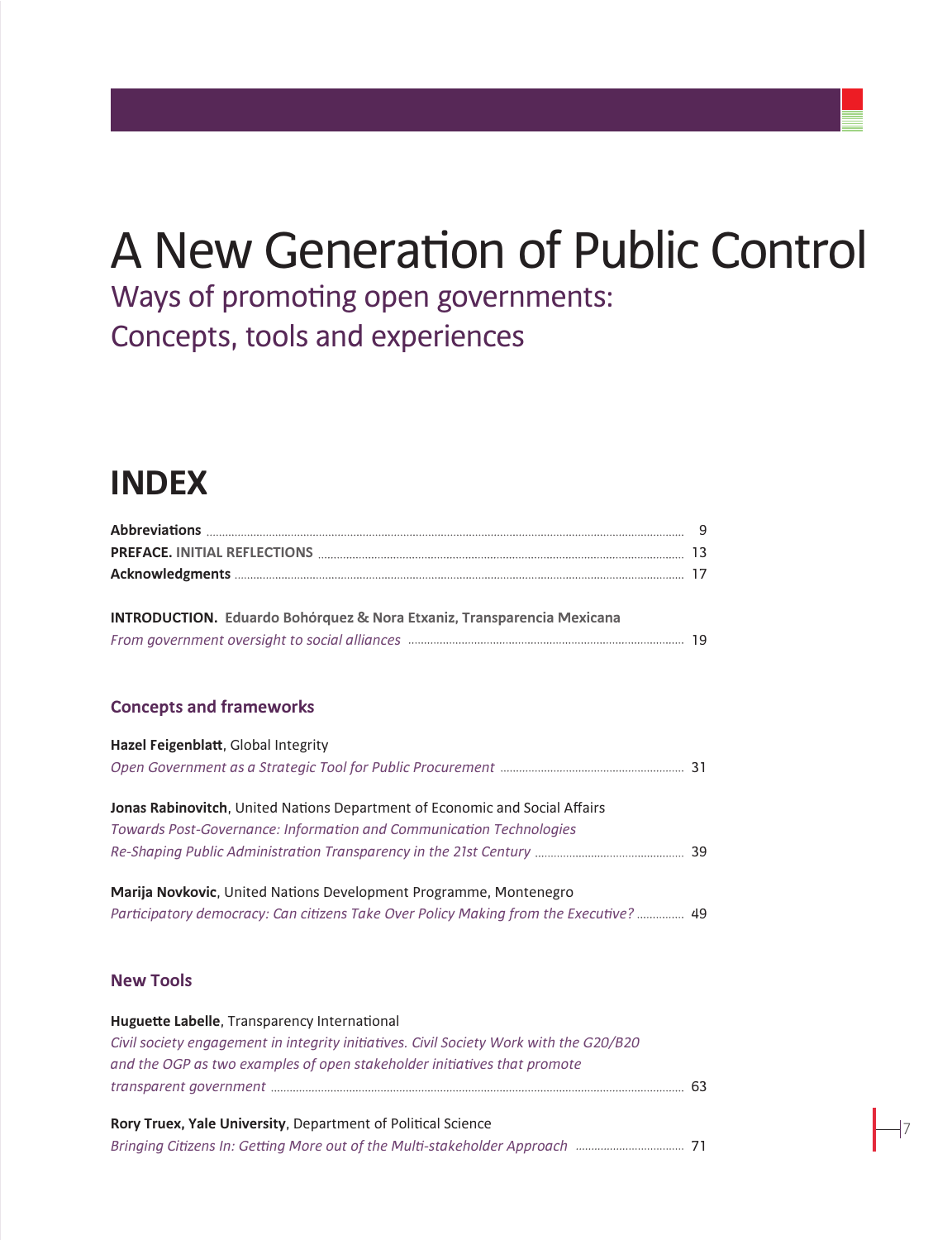# A New Generation of Public Control

## Ways of promoting open governments: Concepts, tools and experiences

# INDEX

**Abbreviations** ........ 9

**PREFACE.** **INITIAL REFLECTIONS** ........ 13

**Acknowledgments** ........ 17

**INTRODUCTION.** **Eduardo Bohórquez & Nora Etxaniz, Transparencia Mexicana**
*From government oversight to social alliances* ........ 19

### Concepts and frameworks

**Hazel Feigenblatt**, Global Integrity
*Open Government as a Strategic Tool for Public Procurement* ........ 31

**Jonas Rabinovitch**, United Nations Department of Economic and Social Affairs
*Towards Post-Governance: Information and Communication Technologies Re-Shaping Public Administration Transparency in the 21st Century* ........ 39

**Marija Novkovic**, United Nations Development Programme, Montenegro
*Participatory democracy: Can citizens Take Over Policy Making from the Executive?* ........ 49

### New Tools

**Huguette Labelle**, Transparency International
*Civil society engagement in integrity initiatives. Civil Society Work with the G20/B20 and the OGP as two examples of open stakeholder initiatives that promote transparent government* ........ 63

**Rory Truex, Yale University**, Department of Political Science
*Bringing Citizens In: Getting More out of the Multi-stakeholder Approach* ........ 71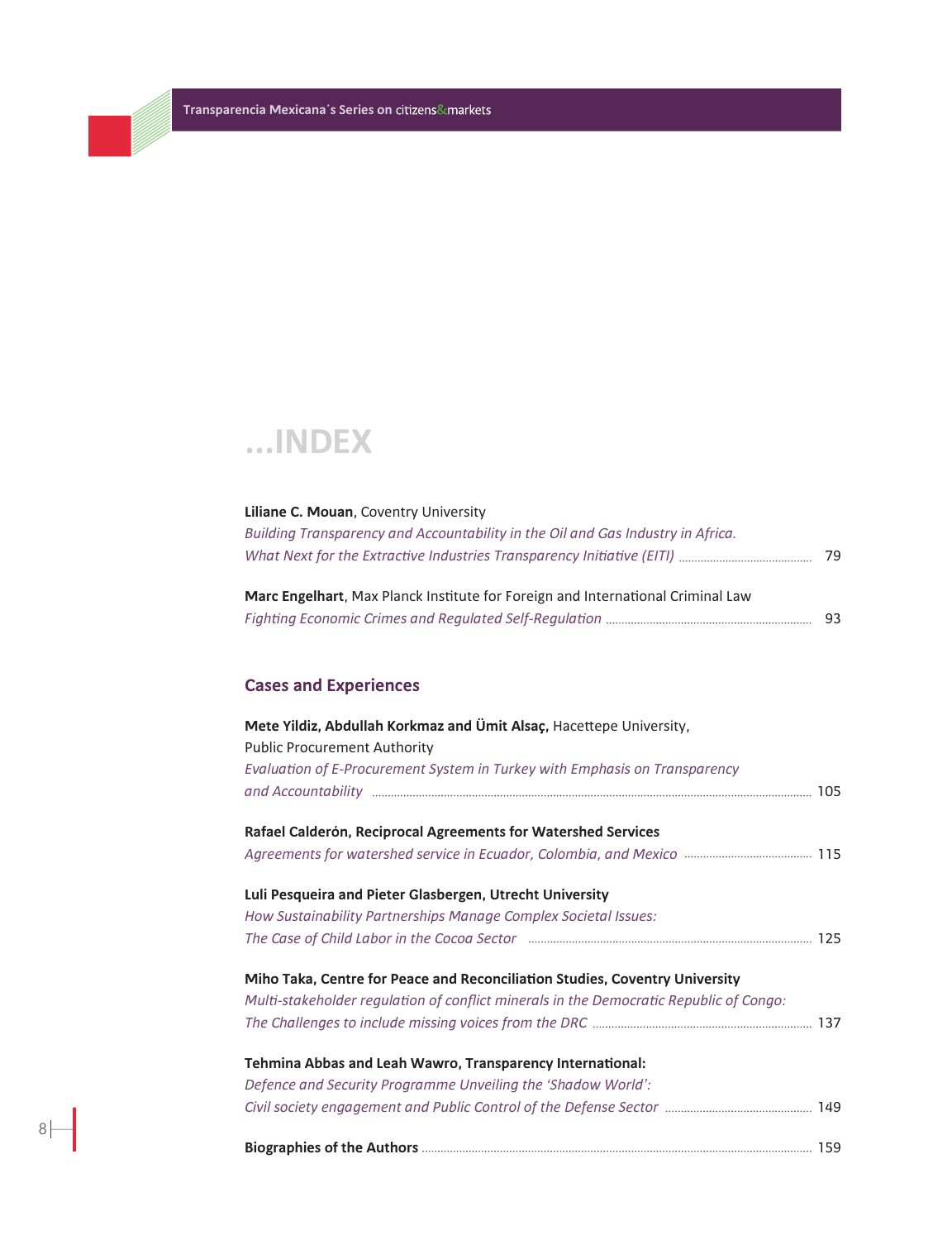# ...INDEX

**Liliane C. Mouan**, Coventry University
*Building Transparency and Accountability in the Oil and Gas Industry in Africa. What Next for the Extractive Industries Transparency Initiative (EITI)* ........ 79

**Marc Engelhart**, Max Planck Institute for Foreign and International Criminal Law
*Fighting Economic Crimes and Regulated Self-Regulation* ........ 93

## Cases and Experiences

**Mete Yildiz, Abdullah Korkmaz and Ümit Alsaç,** Hacettepe University, Public Procurement Authority
*Evaluation of E-Procurement System in Turkey with Emphasis on Transparency and Accountability* ........ 105

**Rafael Calderón, Reciprocal Agreements for Watershed Services**
*Agreements for watershed service in Ecuador, Colombia, and Mexico* ........ 115

**Luli Pesqueira and Pieter Glasbergen, Utrecht University**
*How Sustainability Partnerships Manage Complex Societal Issues: The Case of Child Labor in the Cocoa Sector* ........ 125

**Miho Taka, Centre for Peace and Reconciliation Studies, Coventry University**
*Multi-stakeholder regulation of conflict minerals in the Democratic Republic of Congo: The Challenges to include missing voices from the DRC* ........ 137

**Tehmina Abbas and Leah Wawro, Transparency International:**
*Defence and Security Programme Unveiling the 'Shadow World': Civil society engagement and Public Control of the Defense Sector* ........ 149

**Biographies of the Authors** ........ 159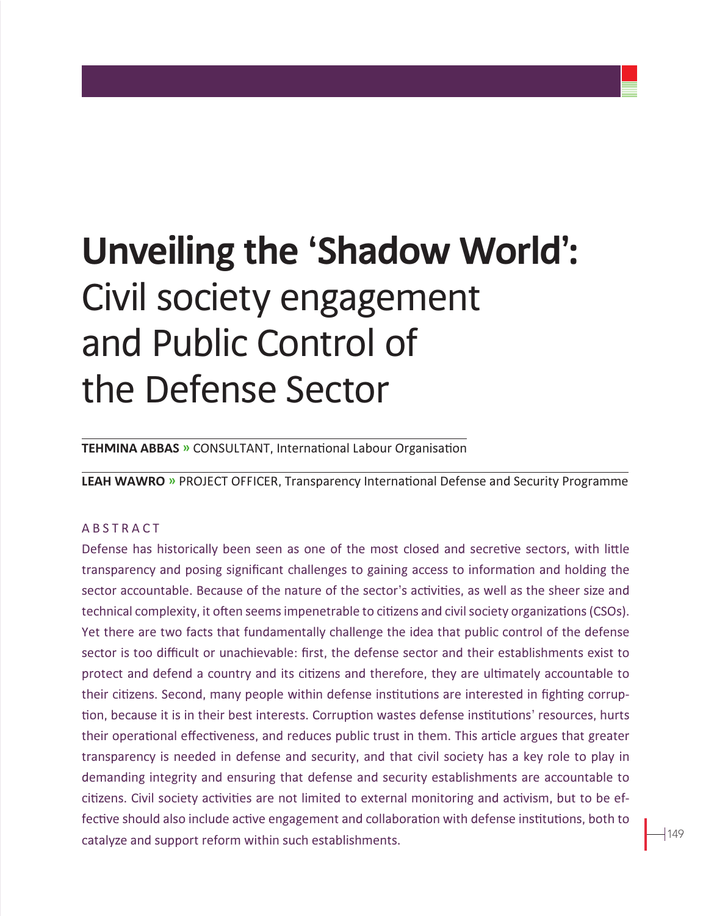# **Unveiling the 'Shadow World':** Civil society engagement and Public Control of the Defense Sector

**TEHMINA ABBAS »** CONSULTANT, International Labour Organisation

**LEAH WAWRO »** PROJECT OFFICER, Transparency International Defense and Security Programme

ABSTRACT

Defense has historically been seen as one of the most closed and secretive sectors, with little transparency and posing significant challenges to gaining access to information and holding the sector accountable. Because of the nature of the sector's activities, as well as the sheer size and technical complexity, it often seems impenetrable to citizens and civil society organizations (CSOs). Yet there are two facts that fundamentally challenge the idea that public control of the defense sector is too difficult or unachievable: first, the defense sector and their establishments exist to protect and defend a country and its citizens and therefore, they are ultimately accountable to their citizens. Second, many people within defense institutions are interested in fighting corruption, because it is in their best interests. Corruption wastes defense institutions' resources, hurts their operational effectiveness, and reduces public trust in them. This article argues that greater transparency is needed in defense and security, and that civil society has a key role to play in demanding integrity and ensuring that defense and security establishments are accountable to citizens. Civil society activities are not limited to external monitoring and activism, but to be effective should also include active engagement and collaboration with defense institutions, both to catalyze and support reform within such establishments.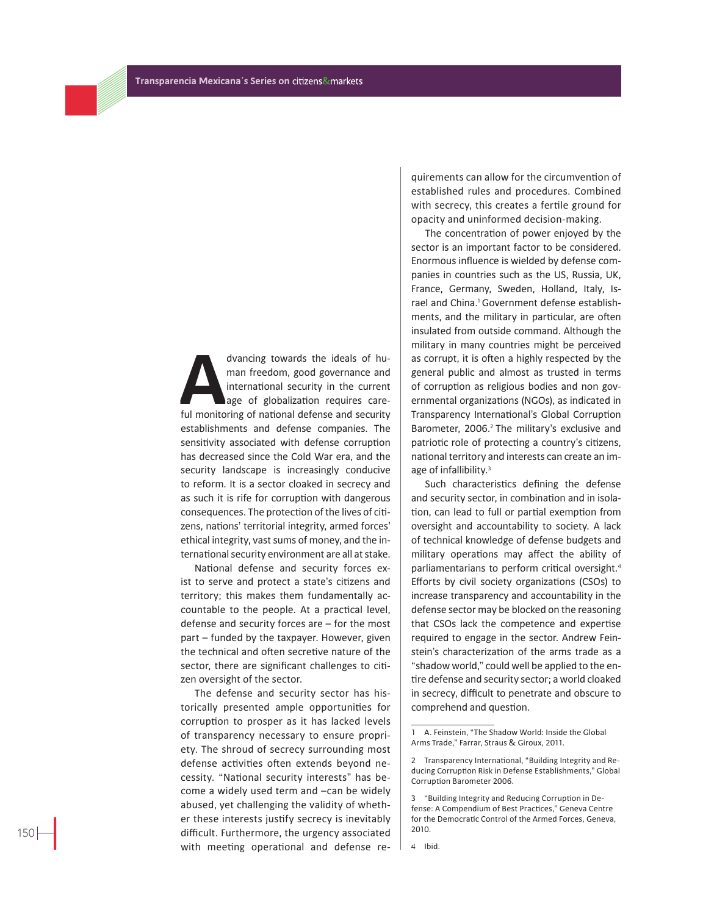Advancing towards the ideals of human freedom, good governance and international security in the current age of globalization requires careful monitoring of national defense and security establishments and defense companies. The sensitivity associated with defense corruption has decreased since the Cold War era, and the security landscape is increasingly conducive to reform. It is a sector cloaked in secrecy and as such it is rife for corruption with dangerous consequences. The protection of the lives of citizens, nations' territorial integrity, armed forces' ethical integrity, vast sums of money, and the international security environment are all at stake.

National defense and security forces exist to serve and protect a state's citizens and territory; this makes them fundamentally accountable to the people. At a practical level, defense and security forces are – for the most part – funded by the taxpayer. However, given the technical and often secretive nature of the sector, there are significant challenges to citizen oversight of the sector.

The defense and security sector has historically presented ample opportunities for corruption to prosper as it has lacked levels of transparency necessary to ensure propriety. The shroud of secrecy surrounding most defense activities often extends beyond necessity. "National security interests" has become a widely used term and –can be widely abused, yet challenging the validity of whether these interests justify secrecy is inevitably difficult. Furthermore, the urgency associated with meeting operational and defense requirements can allow for the circumvention of established rules and procedures. Combined with secrecy, this creates a fertile ground for opacity and uninformed decision-making.

The concentration of power enjoyed by the sector is an important factor to be considered. Enormous influence is wielded by defense companies in countries such as the US, Russia, UK, France, Germany, Sweden, Holland, Italy, Israel and China.[1] Government defense establishments, and the military in particular, are often insulated from outside command. Although the military in many countries might be perceived as corrupt, it is often a highly respected by the general public and almost as trusted in terms of corruption as religious bodies and non governmental organizations (NGOs), as indicated in Transparency International's Global Corruption Barometer, 2006.[2] The military's exclusive and patriotic role of protecting a country's citizens, national territory and interests can create an image of infallibility.[3]

Such characteristics defining the defense and security sector, in combination and in isolation, can lead to full or partial exemption from oversight and accountability to society. A lack of technical knowledge of defense budgets and military operations may affect the ability of parliamentarians to perform critical oversight.[4] Efforts by civil society organizations (CSOs) to increase transparency and accountability in the defense sector may be blocked on the reasoning that CSOs lack the competence and expertise required to engage in the sector. Andrew Feinstein's characterization of the arms trade as a "shadow world," could well be applied to the entire defense and security sector; a world cloaked in secrecy, difficult to penetrate and obscure to comprehend and question.

---

1 A. Feinstein, "The Shadow World: Inside the Global Arms Trade," Farrar, Straus & Giroux, 2011.

2 Transparency International, "Building Integrity and Reducing Corruption Risk in Defense Establishments," Global Corruption Barometer 2006.

3 "Building Integrity and Reducing Corruption in Defense: A Compendium of Best Practices," Geneva Centre for the Democratic Control of the Armed Forces, Geneva, 2010.

4 Ibid.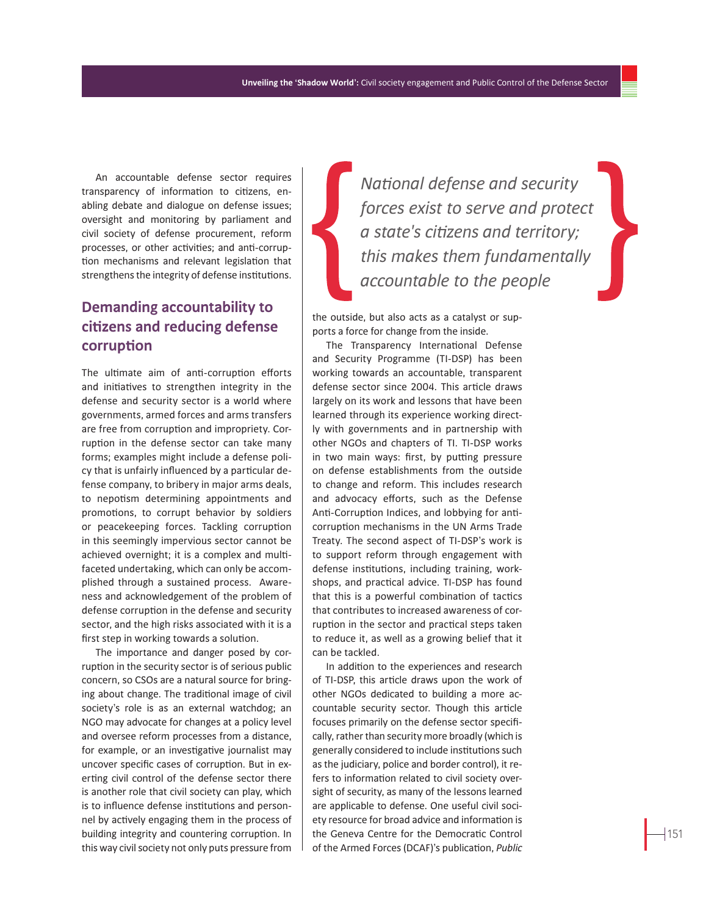An accountable defense sector requires transparency of information to citizens, enabling debate and dialogue on defense issues; oversight and monitoring by parliament and civil society of defense procurement, reform processes, or other activities; and anti-corruption mechanisms and relevant legislation that strengthens the integrity of defense institutions.

## Demanding accountability to citizens and reducing defense corruption

The ultimate aim of anti-corruption efforts and initiatives to strengthen integrity in the defense and security sector is a world where governments, armed forces and arms transfers are free from corruption and impropriety. Corruption in the defense sector can take many forms; examples might include a defense policy that is unfairly influenced by a particular defense company, to bribery in major arms deals, to nepotism determining appointments and promotions, to corrupt behavior by soldiers or peacekeeping forces. Tackling corruption in this seemingly impervious sector cannot be achieved overnight; it is a complex and multifaceted undertaking, which can only be accomplished through a sustained process. Awareness and acknowledgement of the problem of defense corruption in the defense and security sector, and the high risks associated with it is a first step in working towards a solution.

The importance and danger posed by corruption in the security sector is of serious public concern, so CSOs are a natural source for bringing about change. The traditional image of civil society's role is as an external watchdog; an NGO may advocate for changes at a policy level and oversee reform processes from a distance, for example, or an investigative journalist may uncover specific cases of corruption. But in exerting civil control of the defense sector there is another role that civil society can play, which is to influence defense institutions and personnel by actively engaging them in the process of building integrity and countering corruption. In this way civil society not only puts pressure from the outside, but also acts as a catalyst or supports a force for change from the inside.

> *National defense and security forces exist to serve and protect a state's citizens and territory; this makes them fundamentally accountable to the people*

The Transparency International Defense and Security Programme (TI-DSP) has been working towards an accountable, transparent defense sector since 2004. This article draws largely on its work and lessons that have been learned through its experience working directly with governments and in partnership with other NGOs and chapters of TI. TI-DSP works in two main ways: first, by putting pressure on defense establishments from the outside to change and reform. This includes research and advocacy efforts, such as the Defense Anti-Corruption Indices, and lobbying for anti-corruption mechanisms in the UN Arms Trade Treaty. The second aspect of TI-DSP's work is to support reform through engagement with defense institutions, including training, workshops, and practical advice. TI-DSP has found that this is a powerful combination of tactics that contributes to increased awareness of corruption in the sector and practical steps taken to reduce it, as well as a growing belief that it can be tackled.

In addition to the experiences and research of TI-DSP, this article draws upon the work of other NGOs dedicated to building a more accountable security sector. Though this article focuses primarily on the defense sector specifically, rather than security more broadly (which is generally considered to include institutions such as the judiciary, police and border control), it refers to information related to civil society oversight of security, as many of the lessons learned are applicable to defense. One useful civil society resource for broad advice and information is the Geneva Centre for the Democratic Control of the Armed Forces (DCAF)'s publication, *Public*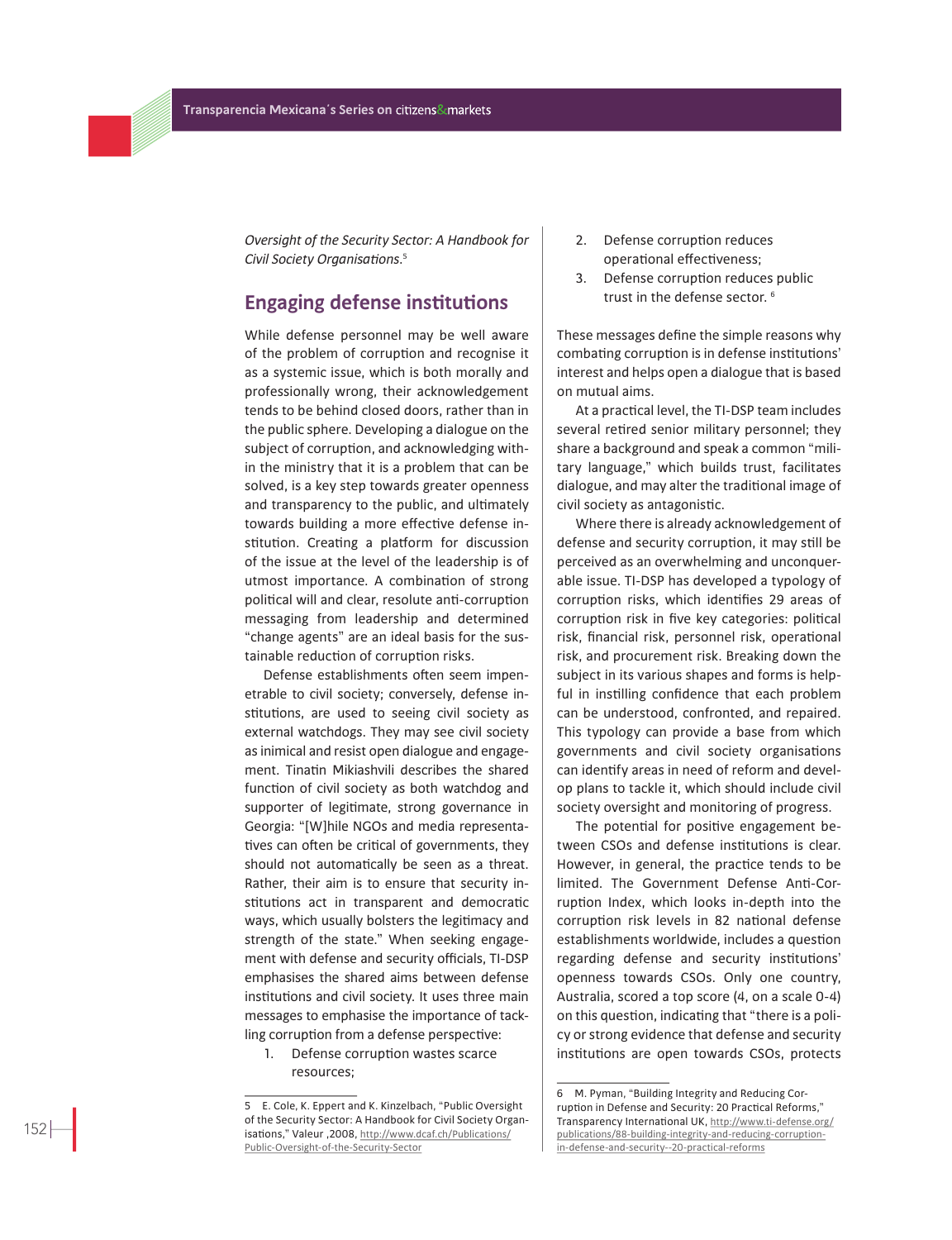*Oversight of the Security Sector: A Handbook for Civil Society Organisations*.[5]

## Engaging defense institutions

While defense personnel may be well aware of the problem of corruption and recognise it as a systemic issue, which is both morally and professionally wrong, their acknowledgement tends to be behind closed doors, rather than in the public sphere. Developing a dialogue on the subject of corruption, and acknowledging within the ministry that it is a problem that can be solved, is a key step towards greater openness and transparency to the public, and ultimately towards building a more effective defense institution. Creating a platform for discussion of the issue at the level of the leadership is of utmost importance. A combination of strong political will and clear, resolute anti-corruption messaging from leadership and determined "change agents" are an ideal basis for the sustainable reduction of corruption risks.

Defense establishments often seem impenetrable to civil society; conversely, defense institutions, are used to seeing civil society as external watchdogs. They may see civil society as inimical and resist open dialogue and engagement. Tinatin Mikiashvili describes the shared function of civil society as both watchdog and supporter of legitimate, strong governance in Georgia: "[W]hile NGOs and media representatives can often be critical of governments, they should not automatically be seen as a threat. Rather, their aim is to ensure that security institutions act in transparent and democratic ways, which usually bolsters the legitimacy and strength of the state." When seeking engagement with defense and security officials, TI-DSP emphasises the shared aims between defense institutions and civil society. It uses three main messages to emphasise the importance of tackling corruption from a defense perspective:

1. Defense corruption wastes scarce resources;
2. Defense corruption reduces operational effectiveness;
3. Defense corruption reduces public trust in the defense sector.[6]

These messages define the simple reasons why combating corruption is in defense institutions' interest and helps open a dialogue that is based on mutual aims.

At a practical level, the TI-DSP team includes several retired senior military personnel; they share a background and speak a common "military language," which builds trust, facilitates dialogue, and may alter the traditional image of civil society as antagonistic.

Where there is already acknowledgement of defense and security corruption, it may still be perceived as an overwhelming and unconquerable issue. TI-DSP has developed a typology of corruption risks, which identifies 29 areas of corruption risk in five key categories: political risk, financial risk, personnel risk, operational risk, and procurement risk. Breaking down the subject in its various shapes and forms is helpful in instilling confidence that each problem can be understood, confronted, and repaired. This typology can provide a base from which governments and civil society organisations can identify areas in need of reform and develop plans to tackle it, which should include civil society oversight and monitoring of progress.

The potential for positive engagement between CSOs and defense institutions is clear. However, in general, the practice tends to be limited. The Government Defense Anti-Corruption Index, which looks in-depth into the corruption risk levels in 82 national defense establishments worldwide, includes a question regarding defense and security institutions' openness towards CSOs. Only one country, Australia, scored a top score (4, on a scale 0-4) on this question, indicating that "there is a policy or strong evidence that defense and security institutions are open towards CSOs, protects

---

5 E. Cole, K. Eppert and K. Kinzelbach, "Public Oversight of the Security Sector: A Handbook for Civil Society Organisations," Valeur ,2008, http://www.dcaf.ch/Publications/Public-Oversight-of-the-Security-Sector

6 M. Pyman, "Building Integrity and Reducing Corruption in Defense and Security: 20 Practical Reforms," Transparency International UK, http://www.ti-defense.org/publications/88-building-integrity-and-reducing-corruption-in-defense-and-security--20-practical-reforms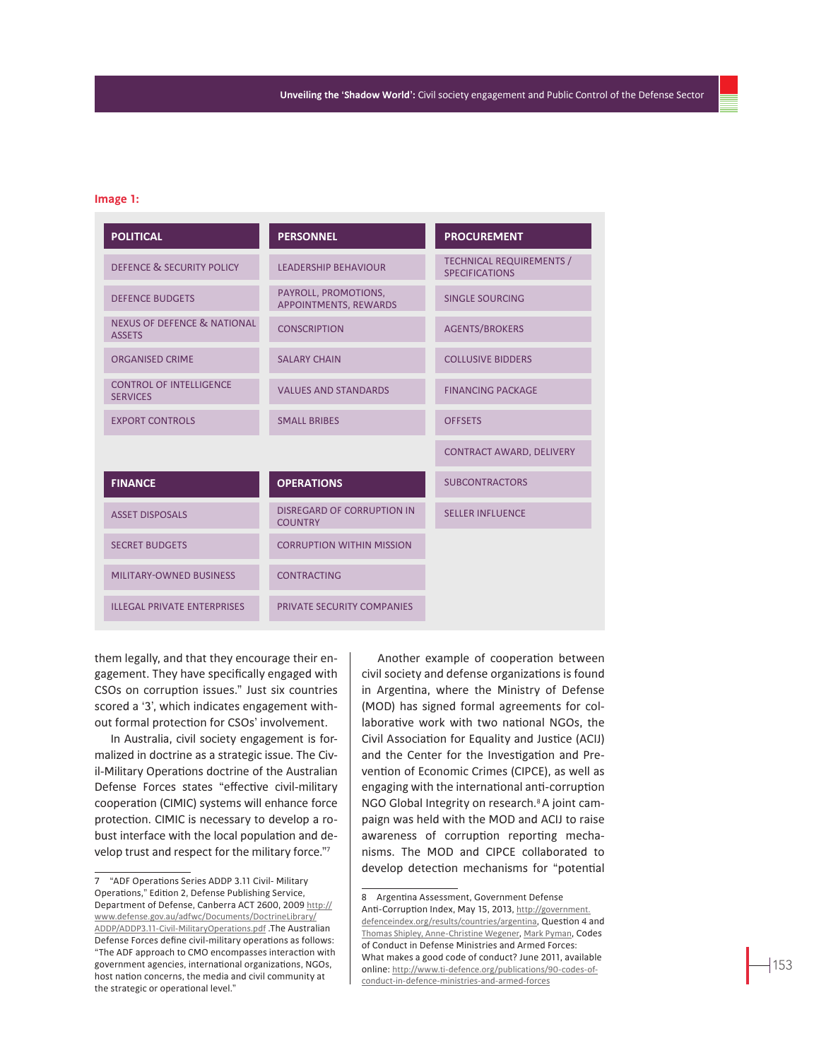**Image 1:**

| POLITICAL | PERSONNEL | PROCUREMENT |
|---|---|---|
| DEFENCE & SECURITY POLICY | LEADERSHIP BEHAVIOUR | TECHNICAL REQUIREMENTS / SPECIFICATIONS |
| DEFENCE BUDGETS | PAYROLL, PROMOTIONS, APPOINTMENTS, REWARDS | SINGLE SOURCING |
| NEXUS OF DEFENCE & NATIONAL ASSETS | CONSCRIPTION | AGENTS/BROKERS |
| ORGANISED CRIME | SALARY CHAIN | COLLUSIVE BIDDERS |
| CONTROL OF INTELLIGENCE SERVICES | VALUES AND STANDARDS | FINANCING PACKAGE |
| EXPORT CONTROLS | SMALL BRIBES | OFFSETS |
| | | CONTRACT AWARD, DELIVERY |
| **FINANCE** | **OPERATIONS** | SUBCONTRACTORS |
| ASSET DISPOSALS | DISREGARD OF CORRUPTION IN COUNTRY | SELLER INFLUENCE |
| SECRET BUDGETS | CORRUPTION WITHIN MISSION | |
| MILITARY-OWNED BUSINESS | CONTRACTING | |
| ILLEGAL PRIVATE ENTERPRISES | PRIVATE SECURITY COMPANIES | |

them legally, and that they encourage their engagement. They have specifically engaged with CSOs on corruption issues." Just six countries scored a '3', which indicates engagement without formal protection for CSOs' involvement.

In Australia, civil society engagement is formalized in doctrine as a strategic issue. The Civil-Military Operations doctrine of the Australian Defense Forces states "effective civil-military cooperation (CIMIC) systems will enhance force protection. CIMIC is necessary to develop a robust interface with the local population and develop trust and respect for the military force."[7]

Another example of cooperation between civil society and defense organizations is found in Argentina, where the Ministry of Defense (MOD) has signed formal agreements for collaborative work with two national NGOs, the Civil Association for Equality and Justice (ACIJ) and the Center for the Investigation and Prevention of Economic Crimes (CIPCE), as well as engaging with the international anti-corruption NGO Global Integrity on research.[8] A joint campaign was held with the MOD and ACIJ to raise awareness of corruption reporting mechanisms. The MOD and CIPCE collaborated to develop detection mechanisms for "potential

---

7 "ADF Operations Series ADDP 3.11 Civil- Military Operations," Edition 2, Defense Publishing Service, Department of Defense, Canberra ACT 2600, 2009 http://www.defense.gov.au/adfwc/Documents/DoctrineLibrary/ADDP/ADDP3.11-Civil-MilitaryOperations.pdf .The Australian Defense Forces define civil-military operations as follows: "The ADF approach to CMO encompasses interaction with government agencies, international organizations, NGOs, host nation concerns, the media and civil community at the strategic or operational level."

8 Argentina Assessment, Government Defense Anti-Corruption Index, May 15, 2013, http://government.defenceindex.org/results/countries/argentina, Question 4 and Thomas Shipley, Anne-Christine Wegener, Mark Pyman, Codes of Conduct in Defense Ministries and Armed Forces: What makes a good code of conduct? June 2011, available online: http://www.ti-defence.org/publications/90-codes-of-conduct-in-defence-ministries-and-armed-forces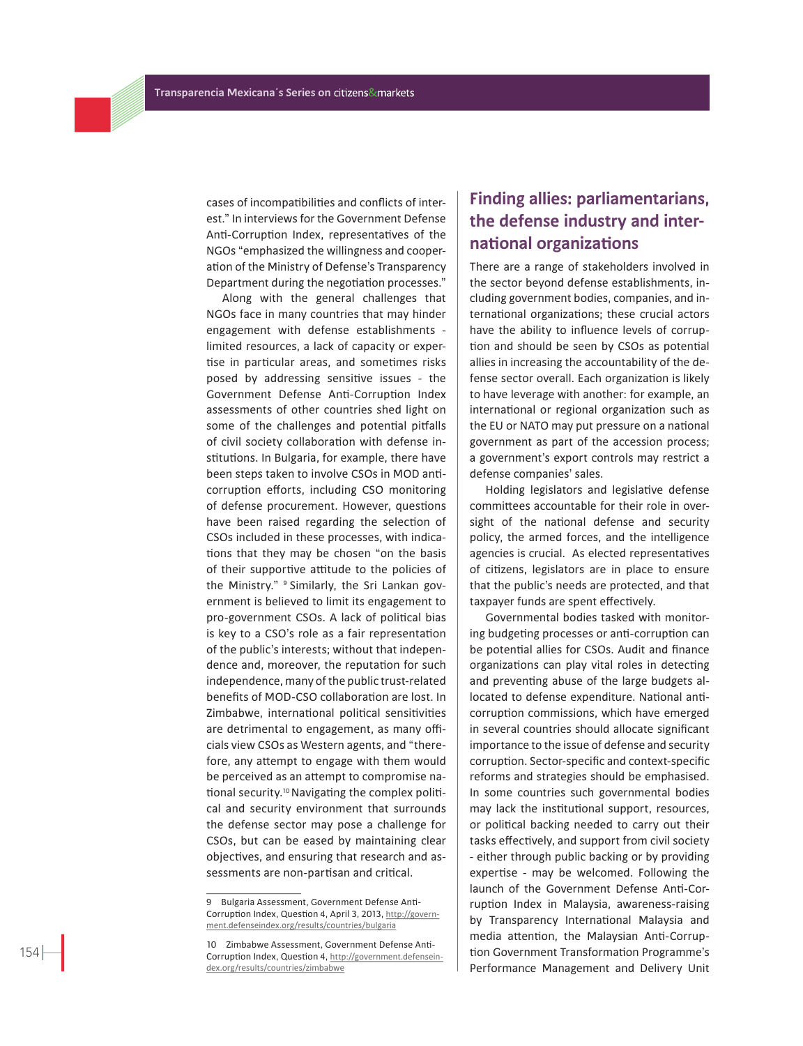cases of incompatibilities and conflicts of interest." In interviews for the Government Defense Anti-Corruption Index, representatives of the NGOs "emphasized the willingness and cooperation of the Ministry of Defense's Transparency Department during the negotiation processes."

Along with the general challenges that NGOs face in many countries that may hinder engagement with defense establishments - limited resources, a lack of capacity or expertise in particular areas, and sometimes risks posed by addressing sensitive issues - the Government Defense Anti-Corruption Index assessments of other countries shed light on some of the challenges and potential pitfalls of civil society collaboration with defense institutions. In Bulgaria, for example, there have been steps taken to involve CSOs in MOD anti-corruption efforts, including CSO monitoring of defense procurement. However, questions have been raised regarding the selection of CSOs included in these processes, with indications that they may be chosen "on the basis of their supportive attitude to the policies of the Ministry." [9] Similarly, the Sri Lankan government is believed to limit its engagement to pro-government CSOs. A lack of political bias is key to a CSO's role as a fair representation of the public's interests; without that independence and, moreover, the reputation for such independence, many of the public trust-related benefits of MOD-CSO collaboration are lost. In Zimbabwe, international political sensitivities are detrimental to engagement, as many officials view CSOs as Western agents, and "therefore, any attempt to engage with them would be perceived as an attempt to compromise national security.[10] Navigating the complex political and security environment that surrounds the defense sector may pose a challenge for CSOs, but can be eased by maintaining clear objectives, and ensuring that research and assessments are non-partisan and critical.

9 Bulgaria Assessment, Government Defense Anti-Corruption Index, Question 4, April 3, 2013, http://government.defenseindex.org/results/countries/bulgaria

10 Zimbabwe Assessment, Government Defense Anti-Corruption Index, Question 4, http://government.defenseindex.org/results/countries/zimbabwe

## Finding allies: parliamentarians, the defense industry and international organizations

There are a range of stakeholders involved in the sector beyond defense establishments, including government bodies, companies, and international organizations; these crucial actors have the ability to influence levels of corruption and should be seen by CSOs as potential allies in increasing the accountability of the defense sector overall. Each organization is likely to have leverage with another: for example, an international or regional organization such as the EU or NATO may put pressure on a national government as part of the accession process; a government's export controls may restrict a defense companies' sales.

Holding legislators and legislative defense committees accountable for their role in oversight of the national defense and security policy, the armed forces, and the intelligence agencies is crucial. As elected representatives of citizens, legislators are in place to ensure that the public's needs are protected, and that taxpayer funds are spent effectively.

Governmental bodies tasked with monitoring budgeting processes or anti-corruption can be potential allies for CSOs. Audit and finance organizations can play vital roles in detecting and preventing abuse of the large budgets allocated to defense expenditure. National anti-corruption commissions, which have emerged in several countries should allocate significant importance to the issue of defense and security corruption. Sector-specific and context-specific reforms and strategies should be emphasised. In some countries such governmental bodies may lack the institutional support, resources, or political backing needed to carry out their tasks effectively, and support from civil society - either through public backing or by providing expertise - may be welcomed. Following the launch of the Government Defense Anti-Corruption Index in Malaysia, awareness-raising by Transparency International Malaysia and media attention, the Malaysian Anti-Corruption Government Transformation Programme's Performance Management and Delivery Unit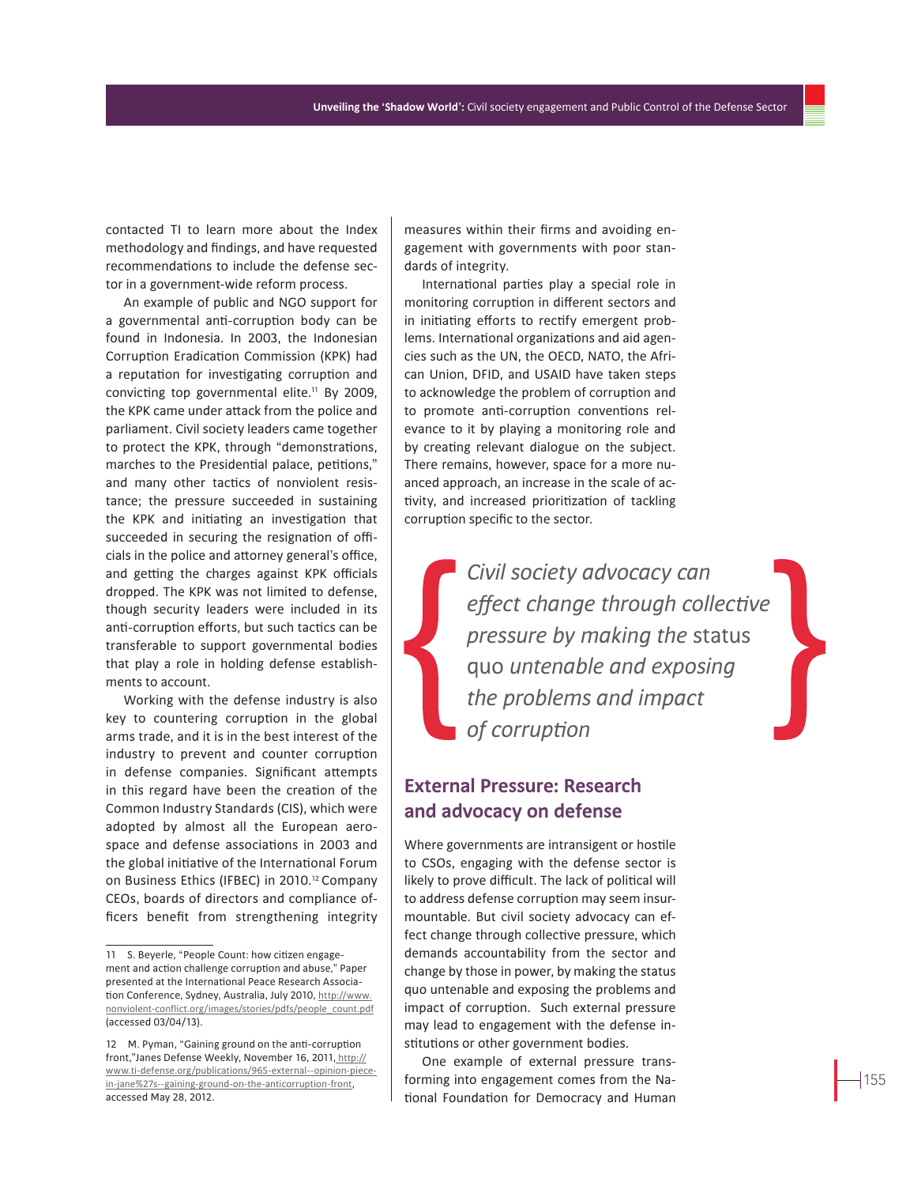contacted TI to learn more about the Index methodology and findings, and have requested recommendations to include the defense sector in a government-wide reform process.

An example of public and NGO support for a governmental anti-corruption body can be found in Indonesia. In 2003, the Indonesian Corruption Eradication Commission (KPK) had a reputation for investigating corruption and convicting top governmental elite.[11] By 2009, the KPK came under attack from the police and parliament. Civil society leaders came together to protect the KPK, through "demonstrations, marches to the Presidential palace, petitions," and many other tactics of nonviolent resistance; the pressure succeeded in sustaining the KPK and initiating an investigation that succeeded in securing the resignation of officials in the police and attorney general's office, and getting the charges against KPK officials dropped. The KPK was not limited to defense, though security leaders were included in its anti-corruption efforts, but such tactics can be transferable to support governmental bodies that play a role in holding defense establishments to account.

Working with the defense industry is also key to countering corruption in the global arms trade, and it is in the best interest of the industry to prevent and counter corruption in defense companies. Significant attempts in this regard have been the creation of the Common Industry Standards (CIS), which were adopted by almost all the European aerospace and defense associations in 2003 and the global initiative of the International Forum on Business Ethics (IFBEC) in 2010.[12] Company CEOs, boards of directors and compliance officers benefit from strengthening integrity measures within their firms and avoiding engagement with governments with poor standards of integrity.

International parties play a special role in monitoring corruption in different sectors and in initiating efforts to rectify emergent problems. International organizations and aid agencies such as the UN, the OECD, NATO, the African Union, DFID, and USAID have taken steps to acknowledge the problem of corruption and to promote anti-corruption conventions relevance to it by playing a monitoring role and by creating relevant dialogue on the subject. There remains, however, space for a more nuanced approach, an increase in the scale of activity, and increased prioritization of tackling corruption specific to the sector.

> *Civil society advocacy can effect change through collective pressure by making the* status quo *untenable and exposing the problems and impact of corruption*

## External Pressure: Research and advocacy on defense

Where governments are intransigent or hostile to CSOs, engaging with the defense sector is likely to prove difficult. The lack of political will to address defense corruption may seem insurmountable. But civil society advocacy can effect change through collective pressure, which demands accountability from the sector and change by those in power, by making the status quo untenable and exposing the problems and impact of corruption. Such external pressure may lead to engagement with the defense institutions or other government bodies.

One example of external pressure transforming into engagement comes from the National Foundation for Democracy and Human

---

11 S. Beyerle, "People Count: how citizen engagement and action challenge corruption and abuse," Paper presented at the International Peace Research Association Conference, Sydney, Australia, July 2010, http://www.nonviolent-conflict.org/images/stories/pdfs/people_count.pdf (accessed 03/04/13).

12 M. Pyman, "Gaining ground on the anti-corruption front,"Janes Defense Weekly, November 16, 2011, http://www.ti-defense.org/publications/965-external--opinion-piece-in-jane%27s--gaining-ground-on-the-anticorruption-front, accessed May 28, 2012.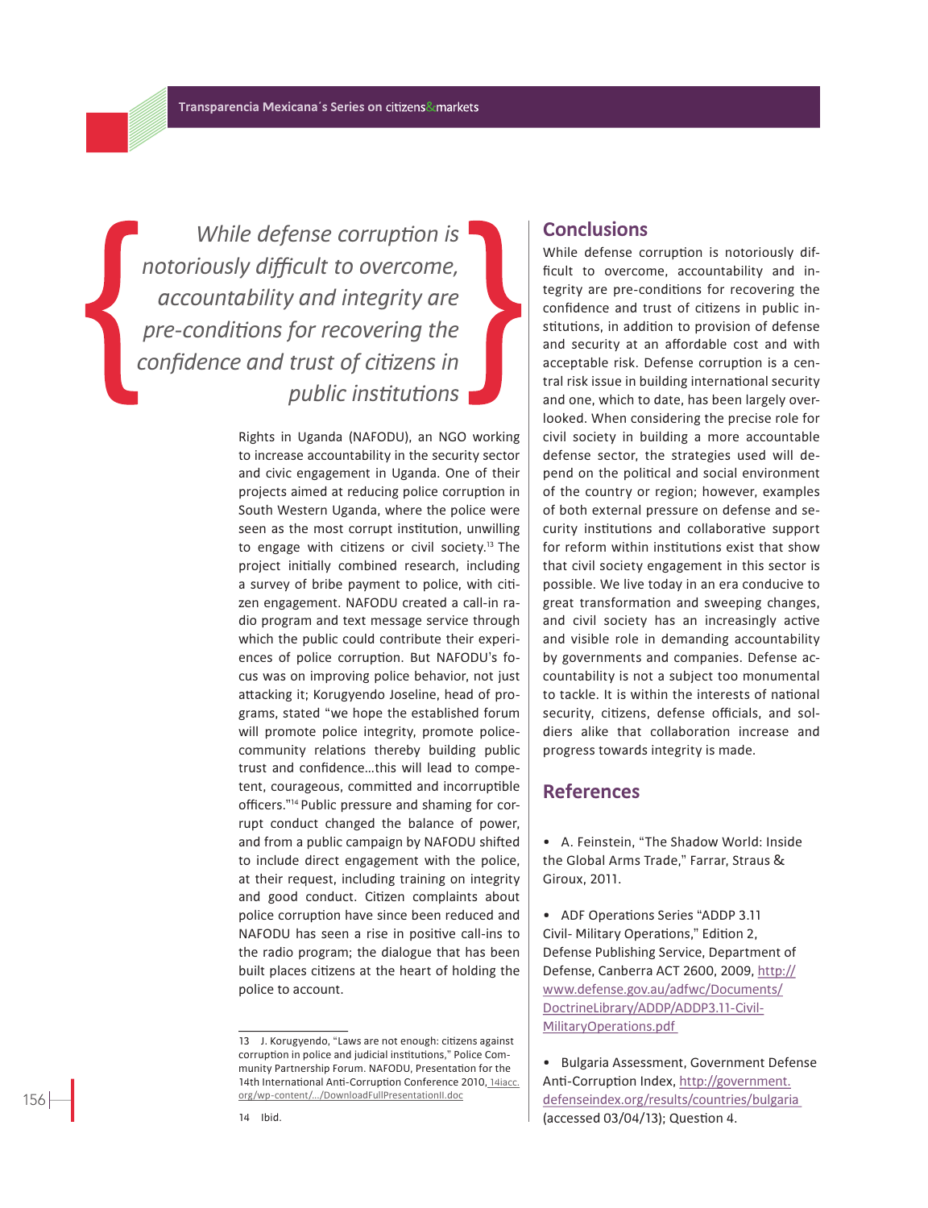> *While defense corruption is notoriously difficult to overcome, accountability and integrity are pre-conditions for recovering the confidence and trust of citizens in public institutions*

Rights in Uganda (NAFODU), an NGO working to increase accountability in the security sector and civic engagement in Uganda. One of their projects aimed at reducing police corruption in South Western Uganda, where the police were seen as the most corrupt institution, unwilling to engage with citizens or civil society.[13] The project initially combined research, including a survey of bribe payment to police, with citizen engagement. NAFODU created a call-in radio program and text message service through which the public could contribute their experiences of police corruption. But NAFODU's focus was on improving police behavior, not just attacking it; Korugyendo Joseline, head of programs, stated "we hope the established forum will promote police integrity, promote police-community relations thereby building public trust and confidence…this will lead to competent, courageous, committed and incorruptible officers."[14] Public pressure and shaming for corrupt conduct changed the balance of power, and from a public campaign by NAFODU shifted to include direct engagement with the police, at their request, including training on integrity and good conduct. Citizen complaints about police corruption have since been reduced and NAFODU has seen a rise in positive call-ins to the radio program; the dialogue that has been built places citizens at the heart of holding the police to account.

13 J. Korugyendo, "Laws are not enough: citizens against corruption in police and judicial institutions," Police Community Partnership Forum. NAFODU, Presentation for the 14th International Anti-Corruption Conference 2010, 14iacc.org/wp-content/.../DownloadFullPresentationII.doc

14 Ibid.

## Conclusions

While defense corruption is notoriously difficult to overcome, accountability and integrity are pre-conditions for recovering the confidence and trust of citizens in public institutions, in addition to provision of defense and security at an affordable cost and with acceptable risk. Defense corruption is a central risk issue in building international security and one, which to date, has been largely overlooked. When considering the precise role for civil society in building a more accountable defense sector, the strategies used will depend on the political and social environment of the country or region; however, examples of both external pressure on defense and security institutions and collaborative support for reform within institutions exist that show that civil society engagement in this sector is possible. We live today in an era conducive to great transformation and sweeping changes, and civil society has an increasingly active and visible role in demanding accountability by governments and companies. Defense accountability is not a subject too monumental to tackle. It is within the interests of national security, citizens, defense officials, and soldiers alike that collaboration increase and progress towards integrity is made.

## References

- A. Feinstein, "The Shadow World: Inside the Global Arms Trade," Farrar, Straus & Giroux, 2011.

- ADF Operations Series "ADDP 3.11 Civil- Military Operations," Edition 2, Defense Publishing Service, Department of Defense, Canberra ACT 2600, 2009, http://www.defense.gov.au/adfwc/Documents/DoctrineLibrary/ADDP/ADDP3.11-Civil-MilitaryOperations.pdf

- Bulgaria Assessment, Government Defense Anti-Corruption Index, http://government.defenseindex.org/results/countries/bulgaria (accessed 03/04/13); Question 4.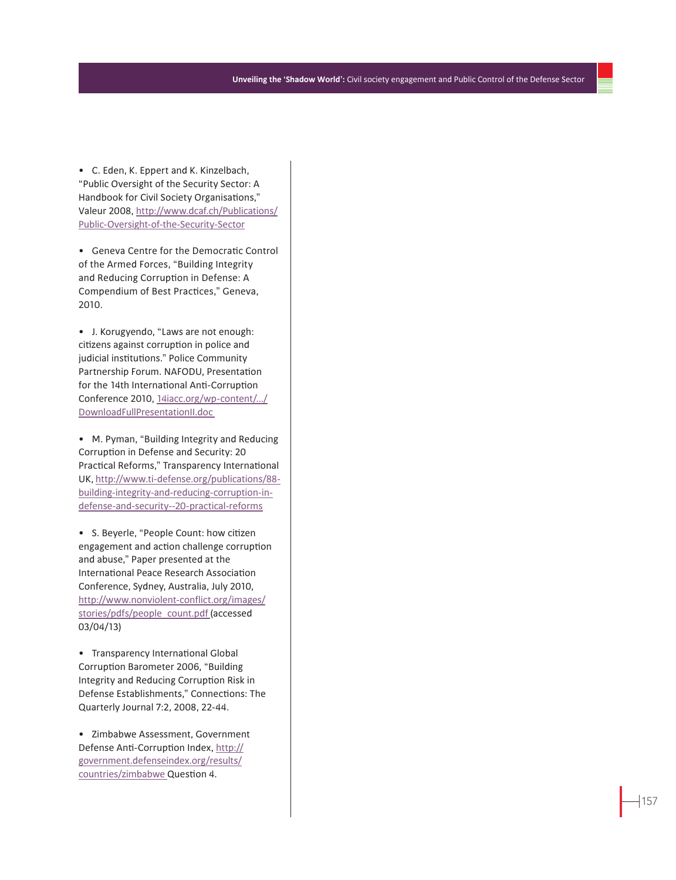- C. Eden, K. Eppert and K. Kinzelbach, "Public Oversight of the Security Sector: A Handbook for Civil Society Organisations," Valeur 2008, http://www.dcaf.ch/Publications/Public-Oversight-of-the-Security-Sector

- Geneva Centre for the Democratic Control of the Armed Forces, "Building Integrity and Reducing Corruption in Defense: A Compendium of Best Practices," Geneva, 2010.

- J. Korugyendo, "Laws are not enough: citizens against corruption in police and judicial institutions." Police Community Partnership Forum. NAFODU, Presentation for the 14th International Anti-Corruption Conference 2010, 14iacc.org/wp-content/.../DownloadFullPresentationII.doc

- M. Pyman, "Building Integrity and Reducing Corruption in Defense and Security: 20 Practical Reforms," Transparency International UK, http://www.ti-defense.org/publications/88-building-integrity-and-reducing-corruption-in-defense-and-security--20-practical-reforms

- S. Beyerle, "People Count: how citizen engagement and action challenge corruption and abuse," Paper presented at the International Peace Research Association Conference, Sydney, Australia, July 2010, http://www.nonviolent-conflict.org/images/stories/pdfs/people_count.pdf (accessed 03/04/13)

- Transparency International Global Corruption Barometer 2006, "Building Integrity and Reducing Corruption Risk in Defense Establishments," Connections: The Quarterly Journal 7:2, 2008, 22-44.

- Zimbabwe Assessment, Government Defense Anti-Corruption Index, http://government.defenseindex.org/results/countries/zimbabwe Question 4.